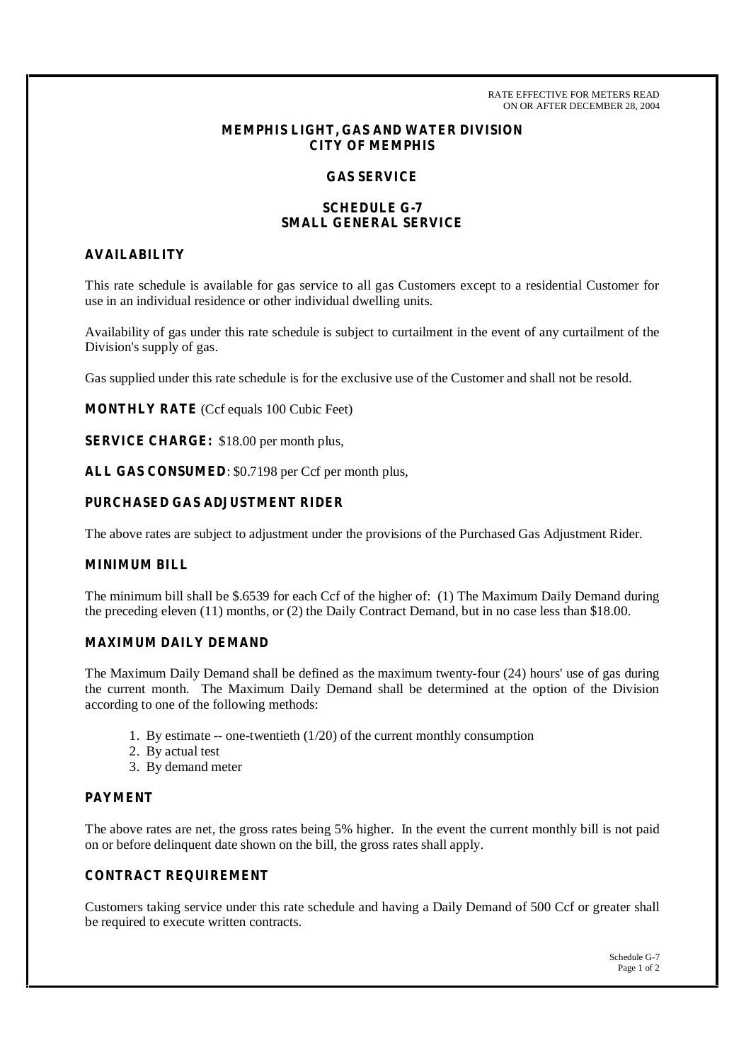RATE EFFECTIVE FOR METERS READ
ON OR AFTER DECEMBER 28, 2004

# MEMPHIS LIGHT, GAS AND WATER DIVISION
# CITY OF MEMPHIS

## GAS SERVICE

## SCHEDULE G-7
## SMALL GENERAL SERVICE

### AVAILABILITY

This rate schedule is available for gas service to all gas Customers except to a residential Customer for use in an individual residence or other individual dwelling units.

Availability of gas under this rate schedule is subject to curtailment in the event of any curtailment of the Division's supply of gas.

Gas supplied under this rate schedule is for the exclusive use of the Customer and shall not be resold.

**MONTHLY RATE** (Ccf equals 100 Cubic Feet)

**SERVICE CHARGE:** $18.00 per month plus,

**ALL GAS CONSUMED**: $0.7198 per Ccf per month plus,

### PURCHASED GAS ADJUSTMENT RIDER

The above rates are subject to adjustment under the provisions of the Purchased Gas Adjustment Rider.

### MINIMUM BILL

The minimum bill shall be $.6539 for each Ccf of the higher of: (1) The Maximum Daily Demand during the preceding eleven (11) months, or (2) the Daily Contract Demand, but in no case less than $18.00.

### MAXIMUM DAILY DEMAND

The Maximum Daily Demand shall be defined as the maximum twenty-four (24) hours' use of gas during the current month. The Maximum Daily Demand shall be determined at the option of the Division according to one of the following methods:

1. By estimate -- one-twentieth (1/20) of the current monthly consumption
2. By actual test
3. By demand meter

### PAYMENT

The above rates are net, the gross rates being 5% higher. In the event the current monthly bill is not paid on or before delinquent date shown on the bill, the gross rates shall apply.

### CONTRACT REQUIREMENT

Customers taking service under this rate schedule and having a Daily Demand of 500 Ccf or greater shall be required to execute written contracts.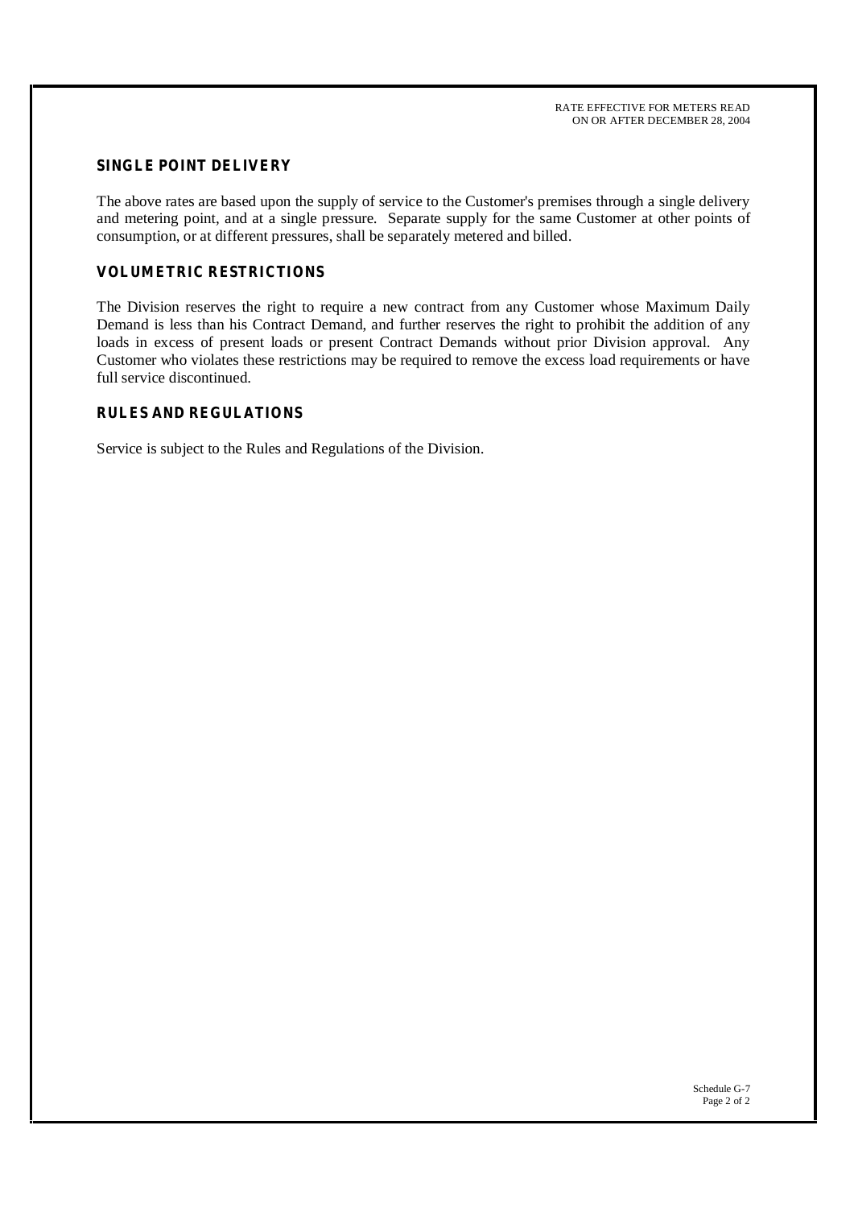RATE EFFECTIVE FOR METERS READ
ON OR AFTER DECEMBER 28, 2004

## SINGLE POINT DELIVERY

The above rates are based upon the supply of service to the Customer's premises through a single delivery and metering point, and at a single pressure. Separate supply for the same Customer at other points of consumption, or at different pressures, shall be separately metered and billed.

## VOLUMETRIC RESTRICTIONS

The Division reserves the right to require a new contract from any Customer whose Maximum Daily Demand is less than his Contract Demand, and further reserves the right to prohibit the addition of any loads in excess of present loads or present Contract Demands without prior Division approval. Any Customer who violates these restrictions may be required to remove the excess load requirements or have full service discontinued.

## RULES AND REGULATIONS

Service is subject to the Rules and Regulations of the Division.

Schedule G-7